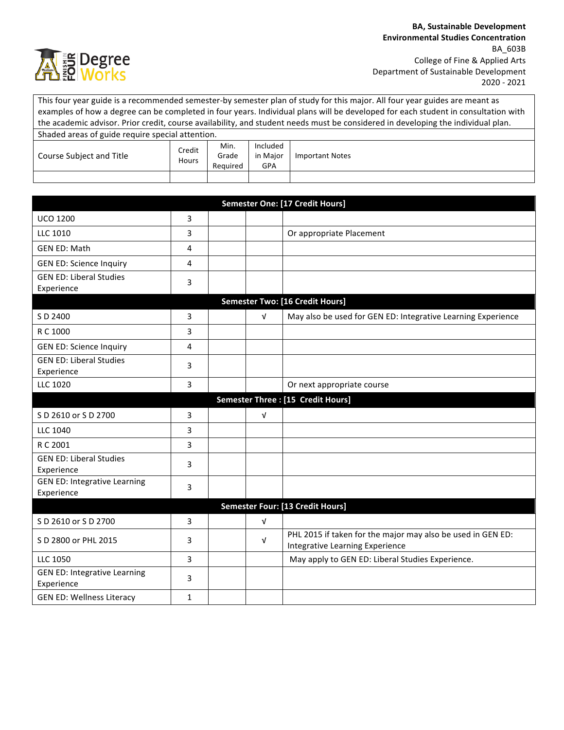**BA, Sustainable Development**
**Environmental Studies Concentration**
BA_603B
College of Fine & Applied Arts
Department of Sustainable Development
2020 - 2021

This four year guide is a recommended semester-by semester plan of study for this major. All four year guides are meant as examples of how a degree can be completed in four years. Individual plans will be developed for each student in consultation with the academic advisor. Prior credit, course availability, and student needs must be considered in developing the individual plan.

Shaded areas of guide require special attention.

| Course Subject and Title | Credit Hours | Min. Grade Required | Included in Major GPA | Important Notes |
|---|---|---|---|---|
| | | | | |

| Course Subject and Title | Credit Hours | Min. Grade Required | Included in Major GPA | Important Notes |
|---|---|---|---|---|
| **Semester One: [17 Credit Hours]** | | | | |
| UCO 1200 | 3 | | | |
| LLC 1010 | 3 | | | Or appropriate Placement |
| GEN ED: Math | 4 | | | |
| GEN ED: Science Inquiry | 4 | | | |
| GEN ED: Liberal Studies Experience | 3 | | | |
| **Semester Two: [16 Credit Hours]** | | | | |
| S D 2400 | 3 | | √ | May also be used for GEN ED: Integrative Learning Experience |
| R C 1000 | 3 | | | |
| GEN ED: Science Inquiry | 4 | | | |
| GEN ED: Liberal Studies Experience | 3 | | | |
| LLC 1020 | 3 | | | Or next appropriate course |
| **Semester Three : [15 Credit Hours]** | | | | |
| S D 2610 or S D 2700 | 3 | | √ | |
| LLC 1040 | 3 | | | |
| R C 2001 | 3 | | | |
| GEN ED: Liberal Studies Experience | 3 | | | |
| GEN ED: Integrative Learning Experience | 3 | | | |
| **Semester Four: [13 Credit Hours]** | | | | |
| S D 2610 or S D 2700 | 3 | | √ | |
| S D 2800 or PHL 2015 | 3 | | √ | PHL 2015 if taken for the major may also be used in GEN ED: Integrative Learning Experience |
| LLC 1050 | 3 | | | May apply to GEN ED: Liberal Studies Experience. |
| GEN ED: Integrative Learning Experience | 3 | | | |
| GEN ED: Wellness Literacy | 1 | | | |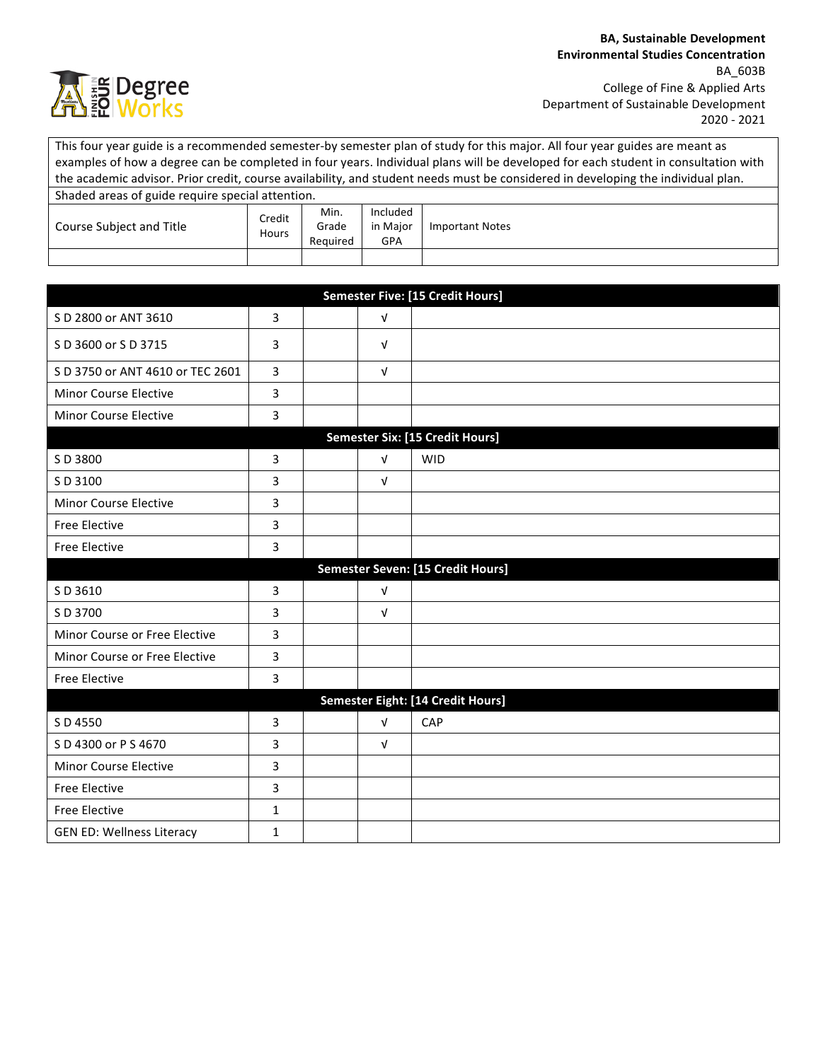**BA, Sustainable Development**
**Environmental Studies Concentration**
BA_603B
College of Fine & Applied Arts
Department of Sustainable Development
2020 - 2021

This four year guide is a recommended semester-by semester plan of study for this major. All four year guides are meant as examples of how a degree can be completed in four years. Individual plans will be developed for each student in consultation with the academic advisor. Prior credit, course availability, and student needs must be considered in developing the individual plan.

Shaded areas of guide require special attention.

| Course Subject and Title | Credit Hours | Min. Grade Required | Included in Major GPA | Important Notes |
|---|---|---|---|---|
| | | | | |

| Course Subject and Title | Credit Hours | Min. Grade Required | Included in Major GPA | Important Notes |
|---|---|---|---|---|
| **Semester Five: [15 Credit Hours]** | | | | |
| S D 2800 or ANT 3610 | 3 | | √ | |
| S D 3600 or S D 3715 | 3 | | √ | |
| S D 3750 or ANT 4610 or TEC 2601 | 3 | | √ | |
| Minor Course Elective | 3 | | | |
| Minor Course Elective | 3 | | | |
| **Semester Six: [15 Credit Hours]** | | | | |
| S D 3800 | 3 | | √ | WID |
| S D 3100 | 3 | | √ | |
| Minor Course Elective | 3 | | | |
| Free Elective | 3 | | | |
| Free Elective | 3 | | | |
| **Semester Seven: [15 Credit Hours]** | | | | |
| S D 3610 | 3 | | √ | |
| S D 3700 | 3 | | √ | |
| Minor Course or Free Elective | 3 | | | |
| Minor Course or Free Elective | 3 | | | |
| Free Elective | 3 | | | |
| **Semester Eight: [14 Credit Hours]** | | | | |
| S D 4550 | 3 | | √ | CAP |
| S D 4300 or P S 4670 | 3 | | √ | |
| Minor Course Elective | 3 | | | |
| Free Elective | 3 | | | |
| Free Elective | 1 | | | |
| GEN ED: Wellness Literacy | 1 | | | |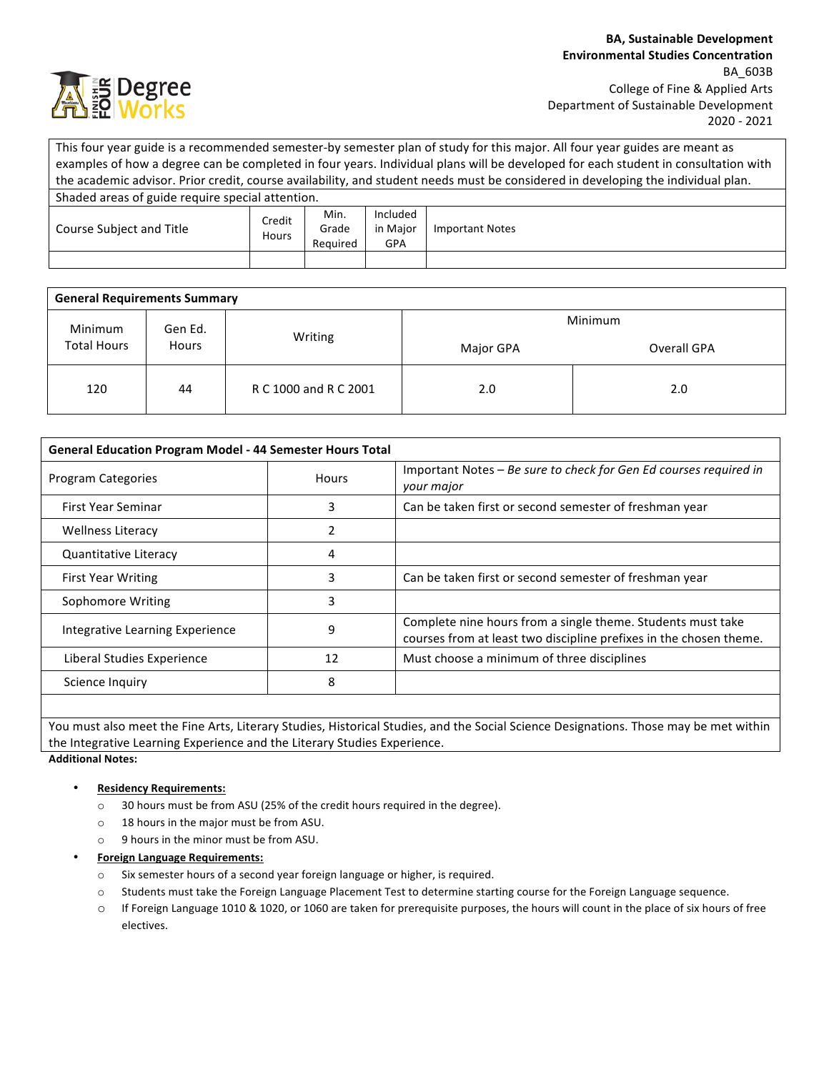**BA, Sustainable Development**
**Environmental Studies Concentration**
BA_603B
College of Fine & Applied Arts
Department of Sustainable Development
2020 - 2021

Degree Works

| This four year guide is a recommended semester-by semester plan of study for this major. All four year guides are meant as examples of how a degree can be completed in four years. Individual plans will be developed for each student in consultation with the academic advisor. Prior credit, course availability, and student needs must be considered in developing the individual plan. | | | | |
|---|---|---|---|---|
| Shaded areas of guide require special attention. | | | | |
| Course Subject and Title | Credit Hours | Min. Grade Required | Included in Major GPA | Important Notes |
| | | | | |

| General Requirements Summary | | | | |
|---|---|---|---|---|
| Minimum Total Hours | Gen Ed. Hours | Writing | Minimum | |
| | | | Major GPA | Overall GPA |
| 120 | 44 | R C 1000 and R C 2001 | 2.0 | 2.0 |

| General Education Program Model - 44 Semester Hours Total | | |
|---|---|---|
| Program Categories | Hours | Important Notes – *Be sure to check for Gen Ed courses required in your major* |
| First Year Seminar | 3 | Can be taken first or second semester of freshman year |
| Wellness Literacy | 2 | |
| Quantitative Literacy | 4 | |
| First Year Writing | 3 | Can be taken first or second semester of freshman year |
| Sophomore Writing | 3 | |
| Integrative Learning Experience | 9 | Complete nine hours from a single theme. Students must take courses from at least two discipline prefixes in the chosen theme. |
| Liberal Studies Experience | 12 | Must choose a minimum of three disciplines |
| Science Inquiry | 8 | |
| | | |
| You must also meet the Fine Arts, Literary Studies, Historical Studies, and the Social Science Designations. Those may be met within the Integrative Learning Experience and the Literary Studies Experience. | | |

**Additional Notes:**

- **Residency Requirements:**
  - 30 hours must be from ASU (25% of the credit hours required in the degree).
  - 18 hours in the major must be from ASU.
  - 9 hours in the minor must be from ASU.
- **Foreign Language Requirements:**
  - Six semester hours of a second year foreign language or higher, is required.
  - Students must take the Foreign Language Placement Test to determine starting course for the Foreign Language sequence.
  - If Foreign Language 1010 & 1020, or 1060 are taken for prerequisite purposes, the hours will count in the place of six hours of free electives.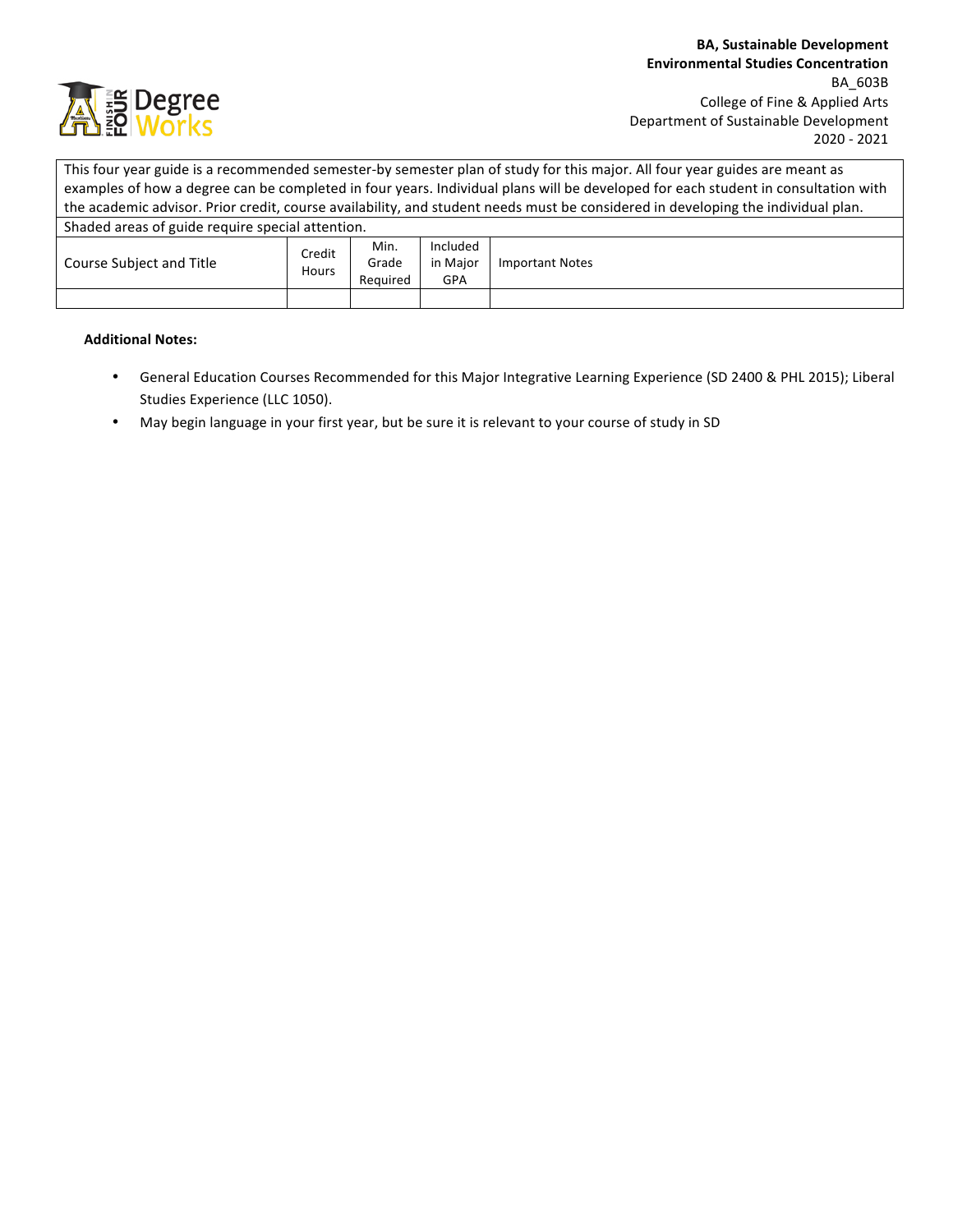**BA, Sustainable Development**
**Environmental Studies Concentration**
BA_603B
College of Fine & Applied Arts
Department of Sustainable Development
2020 - 2021

This four year guide is a recommended semester-by semester plan of study for this major. All four year guides are meant as examples of how a degree can be completed in four years. Individual plans will be developed for each student in consultation with the academic advisor. Prior credit, course availability, and student needs must be considered in developing the individual plan.

Shaded areas of guide require special attention.

| Course Subject and Title | Credit Hours | Min. Grade Required | Included in Major GPA | Important Notes |
|---|---|---|---|---|
| | | | | |

**Additional Notes:**

- General Education Courses Recommended for this Major Integrative Learning Experience (SD 2400 & PHL 2015); Liberal Studies Experience (LLC 1050).
- May begin language in your first year, but be sure it is relevant to your course of study in SD